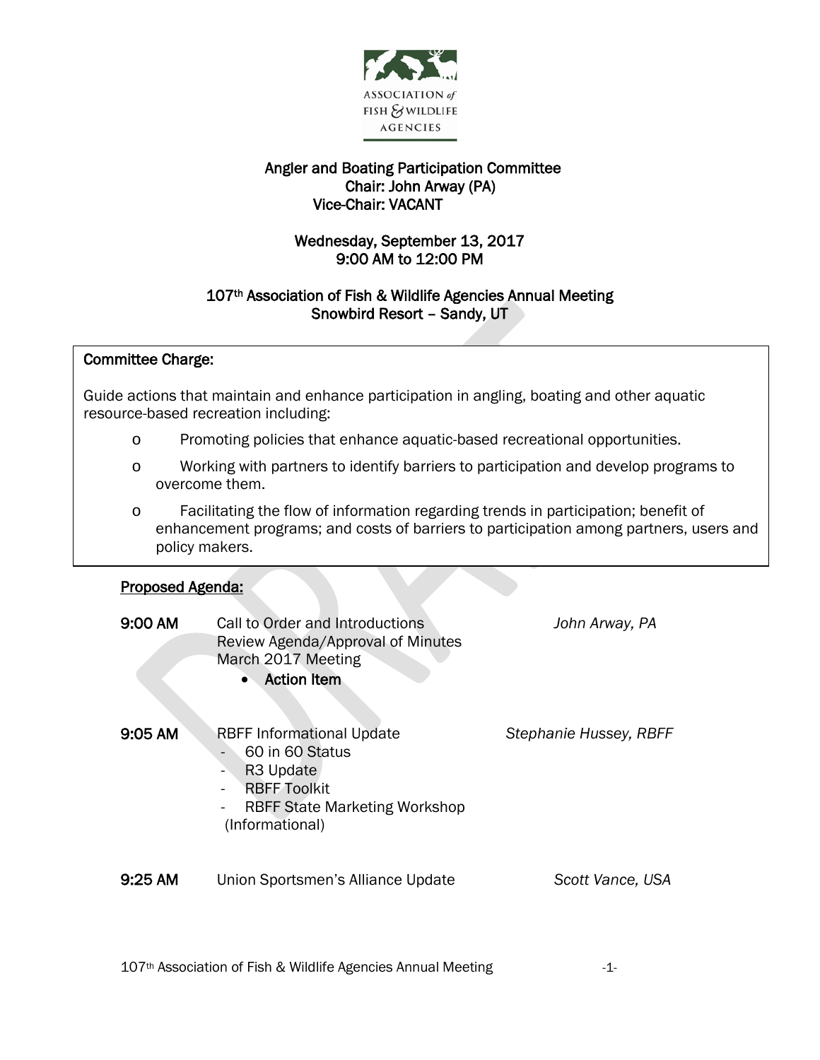ASSOCIATION *of* FISH & WILDLIFE AGENCIES

# Angler and Boating Participation Committee

**Chair: John Arway (PA)**
**Vice-Chair: VACANT**

**Wednesday, September 13, 2017**
**9:00 AM to 12:00 PM**

**107th Association of Fish & Wildlife Agencies Annual Meeting**
**Snowbird Resort – Sandy, UT**

**Committee Charge:**

Guide actions that maintain and enhance participation in angling, boating and other aquatic resource-based recreation including:

- Promoting policies that enhance aquatic-based recreational opportunities.
- Working with partners to identify barriers to participation and develop programs to overcome them.
- Facilitating the flow of information regarding trends in participation; benefit of enhancement programs; and costs of barriers to participation among partners, users and policy makers.

**Proposed Agenda:**

**9:00 AM** Call to Order and Introductions — *John Arway, PA*
Review Agenda/Approval of Minutes
March 2017 Meeting
- **Action Item**

**9:05 AM** RBFF Informational Update — *Stephanie Hussey, RBFF*
- 60 in 60 Status
- R3 Update
- RBFF Toolkit
- RBFF State Marketing Workshop (Informational)

**9:25 AM** Union Sportsmen's Alliance Update — *Scott Vance, USA*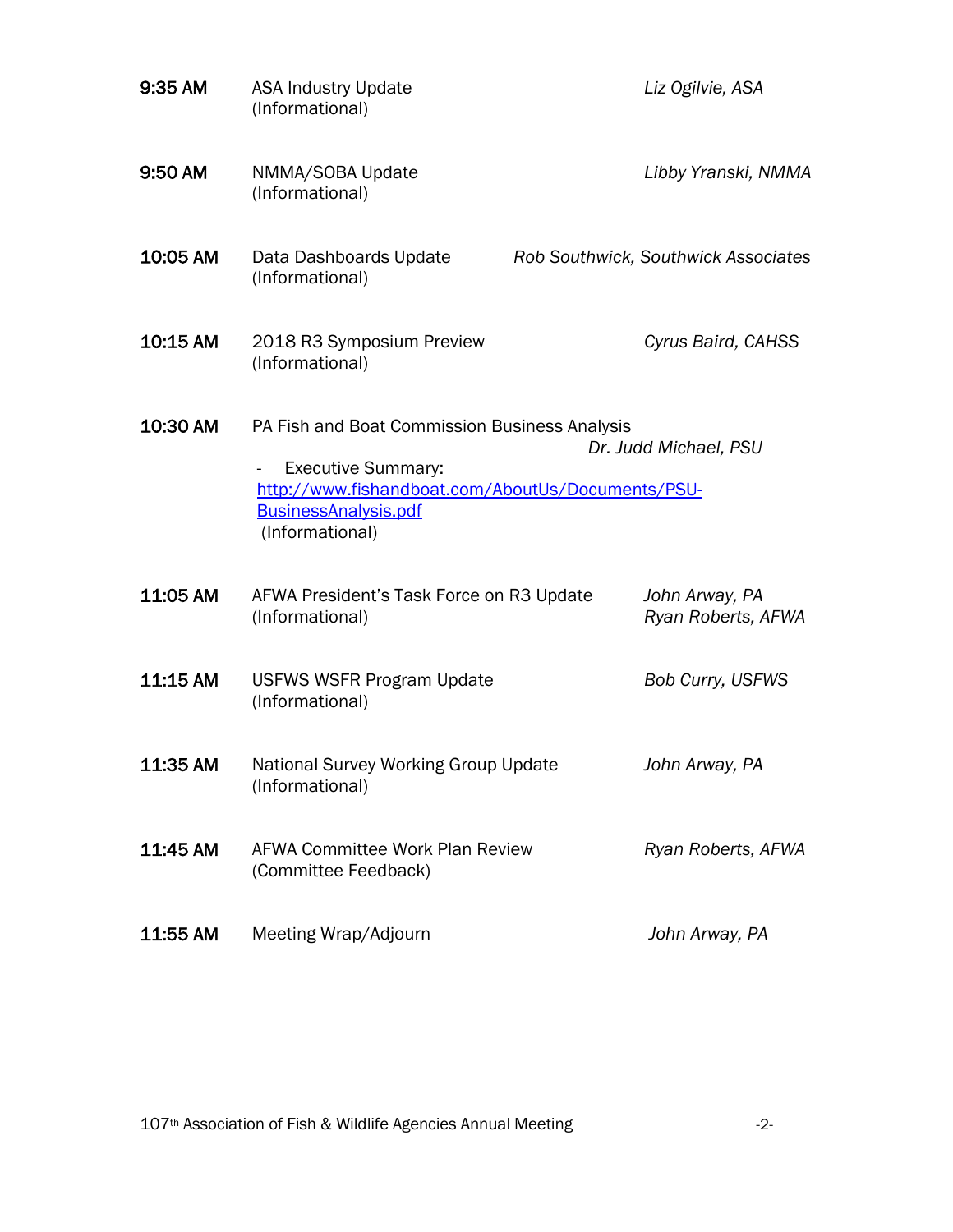| | | |
|---|---|---|
| **9:35 AM** | ASA Industry Update (Informational) | *Liz Ogilvie, ASA* |
| **9:50 AM** | NMMA/SOBA Update (Informational) | *Libby Yranski, NMMA* |
| **10:05 AM** | Data Dashboards Update (Informational) | *Rob Southwick, Southwick Associates* |
| **10:15 AM** | 2018 R3 Symposium Preview (Informational) | *Cyrus Baird, CAHSS* |
| **10:30 AM** | PA Fish and Boat Commission Business Analysis<br>- Executive Summary: [http://www.fishandboat.com/AboutUs/Documents/PSU-BusinessAnalysis.pdf](http://www.fishandboat.com/AboutUs/Documents/PSU-BusinessAnalysis.pdf)<br>(Informational) | *Dr. Judd Michael, PSU* |
| **11:05 AM** | AFWA President's Task Force on R3 Update (Informational) | *John Arway, PA*<br>*Ryan Roberts, AFWA* |
| **11:15 AM** | USFWS WSFR Program Update (Informational) | *Bob Curry, USFWS* |
| **11:35 AM** | National Survey Working Group Update (Informational) | *John Arway, PA* |
| **11:45 AM** | AFWA Committee Work Plan Review (Committee Feedback) | *Ryan Roberts, AFWA* |
| **11:55 AM** | Meeting Wrap/Adjourn | *John Arway, PA* |